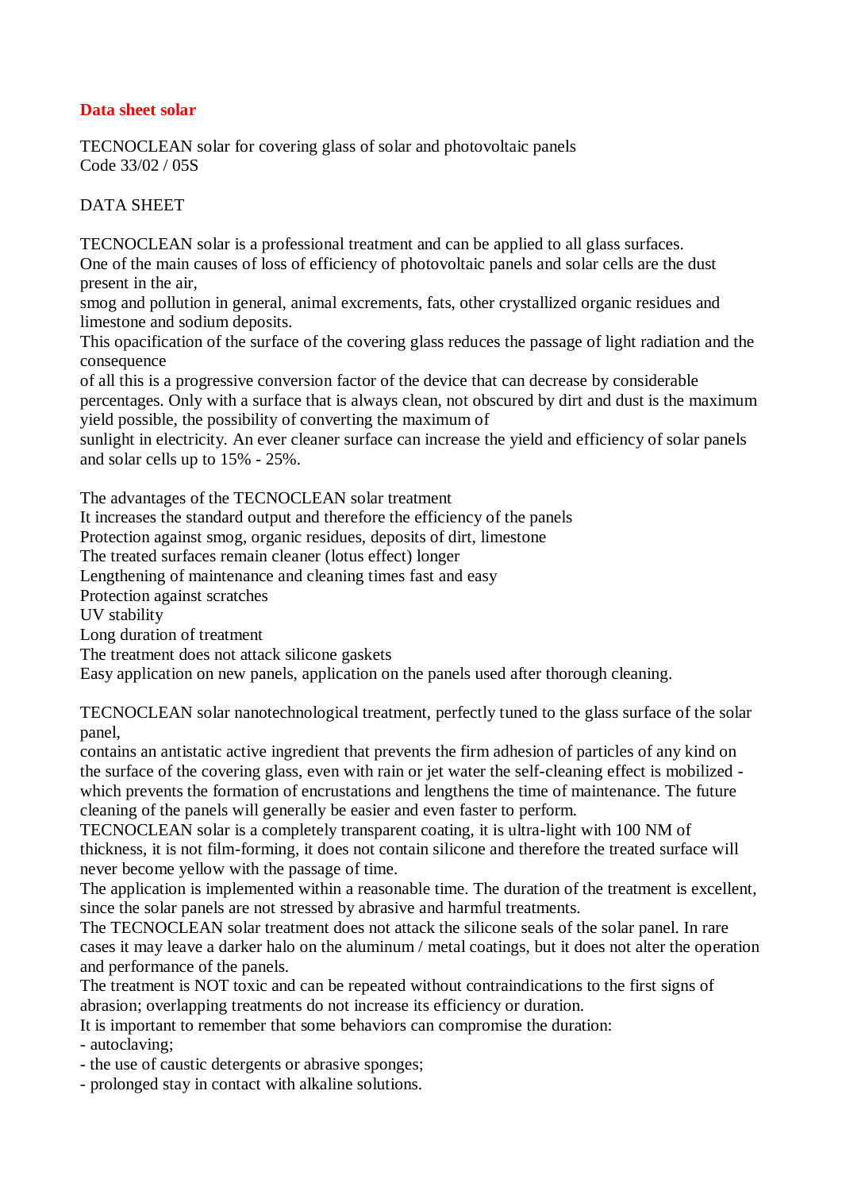# Data sheet solar

TECNOCLEAN solar for covering glass of solar and photovoltaic panels
Code 33/02 / 05S

DATA SHEET

TECNOCLEAN solar is a professional treatment and can be applied to all glass surfaces.
One of the main causes of loss of efficiency of photovoltaic panels and solar cells are the dust present in the air,
smog and pollution in general, animal excrements, fats, other crystallized organic residues and limestone and sodium deposits.
This opacification of the surface of the covering glass reduces the passage of light radiation and the consequence
of all this is a progressive conversion factor of the device that can decrease by considerable percentages. Only with a surface that is always clean, not obscured by dirt and dust is the maximum yield possible, the possibility of converting the maximum of
sunlight in electricity. An ever cleaner surface can increase the yield and efficiency of solar panels and solar cells up to 15% - 25%.

The advantages of the TECNOCLEAN solar treatment
It increases the standard output and therefore the efficiency of the panels
Protection against smog, organic residues, deposits of dirt, limestone
The treated surfaces remain cleaner (lotus effect) longer
Lengthening of maintenance and cleaning times fast and easy
Protection against scratches
UV stability
Long duration of treatment
The treatment does not attack silicone gaskets
Easy application on new panels, application on the panels used after thorough cleaning.

TECNOCLEAN solar nanotechnological treatment, perfectly tuned to the glass surface of the solar panel,
contains an antistatic active ingredient that prevents the firm adhesion of particles of any kind on the surface of the covering glass, even with rain or jet water the self-cleaning effect is mobilized - which prevents the formation of encrustations and lengthens the time of maintenance. The future cleaning of the panels will generally be easier and even faster to perform.
TECNOCLEAN solar is a completely transparent coating, it is ultra-light with 100 NM of thickness, it is not film-forming, it does not contain silicone and therefore the treated surface will never become yellow with the passage of time.
The application is implemented within a reasonable time. The duration of the treatment is excellent, since the solar panels are not stressed by abrasive and harmful treatments.
The TECNOCLEAN solar treatment does not attack the silicone seals of the solar panel. In rare cases it may leave a darker halo on the aluminum / metal coatings, but it does not alter the operation and performance of the panels.
The treatment is NOT toxic and can be repeated without contraindications to the first signs of abrasion; overlapping treatments do not increase its efficiency or duration.
It is important to remember that some behaviors can compromise the duration:
- autoclaving;
- the use of caustic detergents or abrasive sponges;
- prolonged stay in contact with alkaline solutions.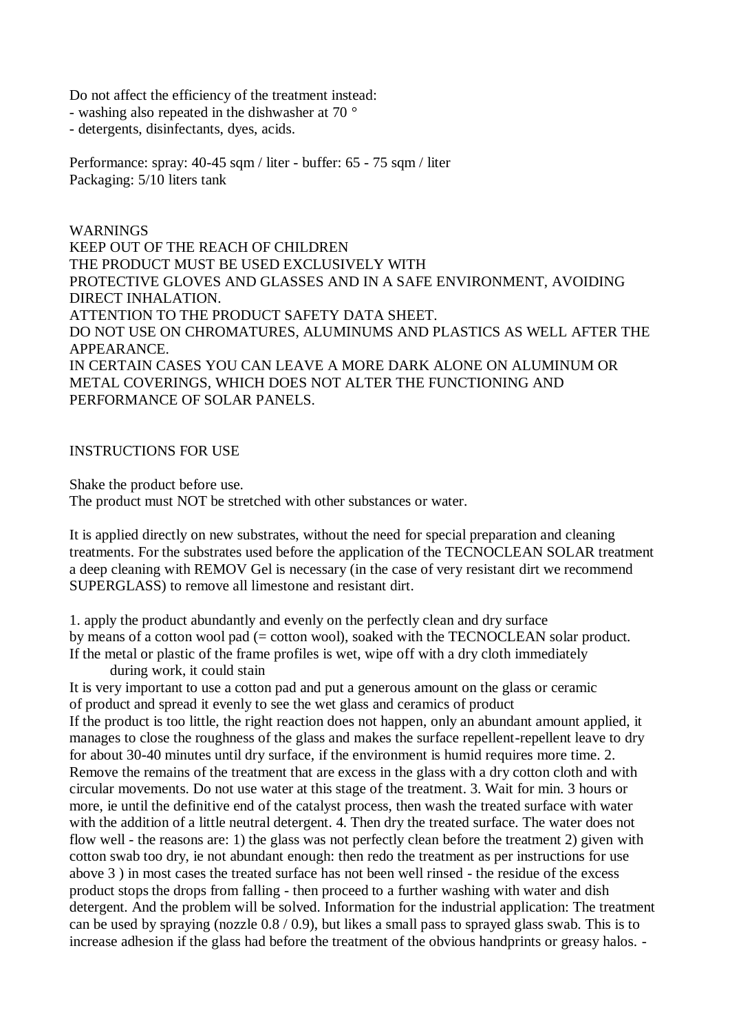Do not affect the efficiency of the treatment instead:
- washing also repeated in the dishwasher at 70 °
- detergents, disinfectants, dyes, acids.

Performance: spray: 40-45 sqm / liter - buffer: 65 - 75 sqm / liter
Packaging: 5/10 liters tank

WARNINGS
KEEP OUT OF THE REACH OF CHILDREN
THE PRODUCT MUST BE USED EXCLUSIVELY WITH
PROTECTIVE GLOVES AND GLASSES AND IN A SAFE ENVIRONMENT, AVOIDING DIRECT INHALATION.
ATTENTION TO THE PRODUCT SAFETY DATA SHEET.
DO NOT USE ON CHROMATURES, ALUMINUMS AND PLASTICS AS WELL AFTER THE APPEARANCE.
IN CERTAIN CASES YOU CAN LEAVE A MORE DARK ALONE ON ALUMINUM OR METAL COVERINGS, WHICH DOES NOT ALTER THE FUNCTIONING AND PERFORMANCE OF SOLAR PANELS.

INSTRUCTIONS FOR USE

Shake the product before use.
The product must NOT be stretched with other substances or water.

It is applied directly on new substrates, without the need for special preparation and cleaning treatments. For the substrates used before the application of the TECNOCLEAN SOLAR treatment a deep cleaning with REMOV Gel is necessary (in the case of very resistant dirt we recommend SUPERGLASS) to remove all limestone and resistant dirt.

1. apply the product abundantly and evenly on the perfectly clean and dry surface by means of a cotton wool pad (= cotton wool), soaked with the TECNOCLEAN solar product.
If the metal or plastic of the frame profiles is wet, wipe off with a dry cloth immediately during work, it could stain
It is very important to use a cotton pad and put a generous amount on the glass or ceramic of product and spread it evenly to see the wet glass and ceramics of product
If the product is too little, the right reaction does not happen, only an abundant amount applied, it manages to close the roughness of the glass and makes the surface repellent-repellent leave to dry for about 30-40 minutes until dry surface, if the environment is humid requires more time. 2. Remove the remains of the treatment that are excess in the glass with a dry cotton cloth and with circular movements. Do not use water at this stage of the treatment. 3. Wait for min. 3 hours or more, ie until the definitive end of the catalyst process, then wash the treated surface with water with the addition of a little neutral detergent. 4. Then dry the treated surface. The water does not flow well - the reasons are: 1) the glass was not perfectly clean before the treatment 2) given with cotton swab too dry, ie not abundant enough: then redo the treatment as per instructions for use above 3 ) in most cases the treated surface has not been well rinsed - the residue of the excess product stops the drops from falling - then proceed to a further washing with water and dish detergent. And the problem will be solved. Information for the industrial application: The treatment can be used by spraying (nozzle 0.8 / 0.9), but likes a small pass to sprayed glass swab. This is to increase adhesion if the glass had before the treatment of the obvious handprints or greasy halos. -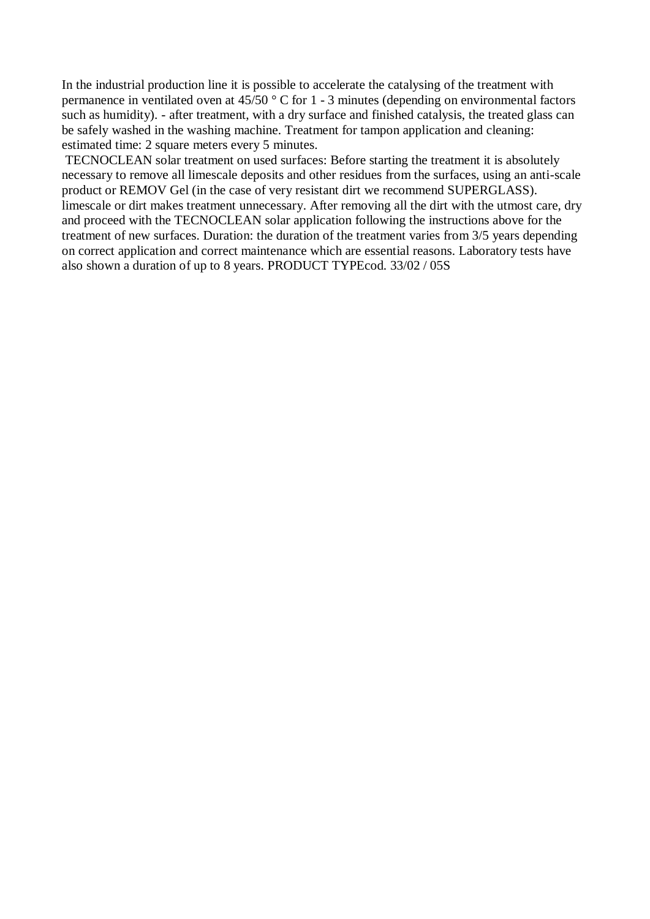In the industrial production line it is possible to accelerate the catalysing of the treatment with permanence in ventilated oven at 45/50 ° C for 1 - 3 minutes (depending on environmental factors such as humidity). - after treatment, with a dry surface and finished catalysis, the treated glass can be safely washed in the washing machine. Treatment for tampon application and cleaning: estimated time: 2 square meters every 5 minutes.

TECNOCLEAN solar treatment on used surfaces: Before starting the treatment it is absolutely necessary to remove all limescale deposits and other residues from the surfaces, using an anti-scale product or REMOV Gel (in the case of very resistant dirt we recommend SUPERGLASS). limescale or dirt makes treatment unnecessary. After removing all the dirt with the utmost care, dry and proceed with the TECNOCLEAN solar application following the instructions above for the treatment of new surfaces. Duration: the duration of the treatment varies from 3/5 years depending on correct application and correct maintenance which are essential reasons. Laboratory tests have also shown a duration of up to 8 years. PRODUCT TYPEcod. 33/02 / 05S